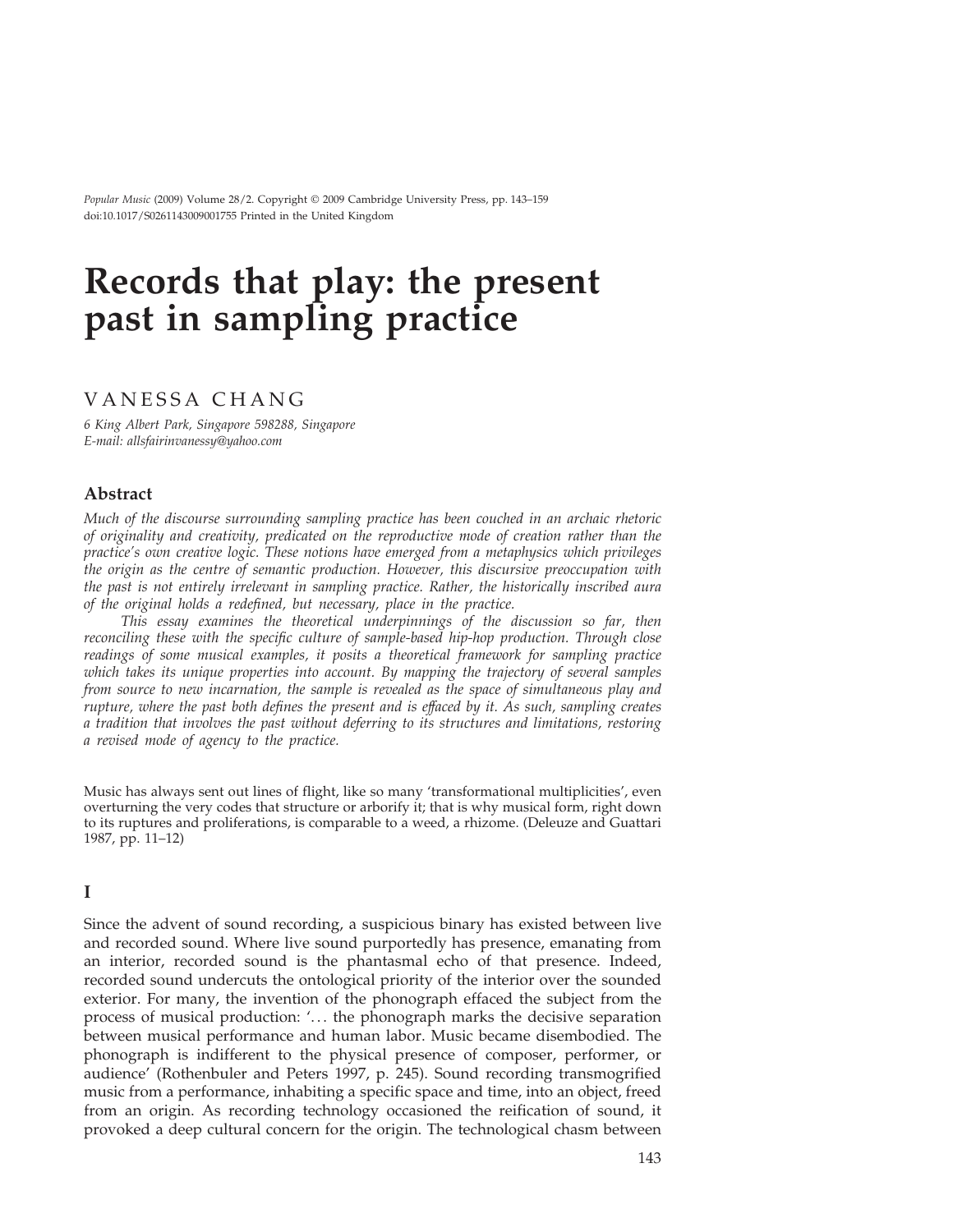Popular Music (2009) Volume 28/2. Copyright © 2009 Cambridge University Press, pp. 143–159
doi:10.1017/S0261143009001755 Printed in the United Kingdom

# Records that play: the present past in sampling practice

VANESSA CHANG

*6 King Albert Park, Singapore 598288, Singapore*
*E-mail: allsfairinvanessy@yahoo.com*

## Abstract

*Much of the discourse surrounding sampling practice has been couched in an archaic rhetoric of originality and creativity, predicated on the reproductive mode of creation rather than the practice's own creative logic. These notions have emerged from a metaphysics which privileges the origin as the centre of semantic production. However, this discursive preoccupation with the past is not entirely irrelevant in sampling practice. Rather, the historically inscribed aura of the original holds a redefined, but necessary, place in the practice.*

*This essay examines the theoretical underpinnings of the discussion so far, then reconciling these with the specific culture of sample-based hip-hop production. Through close readings of some musical examples, it posits a theoretical framework for sampling practice which takes its unique properties into account. By mapping the trajectory of several samples from source to new incarnation, the sample is revealed as the space of simultaneous play and rupture, where the past both defines the present and is effaced by it. As such, sampling creates a tradition that involves the past without deferring to its structures and limitations, restoring a revised mode of agency to the practice.*

Music has always sent out lines of flight, like so many 'transformational multiplicities', even overturning the very codes that structure or arborify it; that is why musical form, right down to its ruptures and proliferations, is comparable to a weed, a rhizome. (Deleuze and Guattari 1987, pp. 11–12)

## I

Since the advent of sound recording, a suspicious binary has existed between live and recorded sound. Where live sound purportedly has presence, emanating from an interior, recorded sound is the phantasmal echo of that presence. Indeed, recorded sound undercuts the ontological priority of the interior over the sounded exterior. For many, the invention of the phonograph effaced the subject from the process of musical production: '... the phonograph marks the decisive separation between musical performance and human labor. Music became disembodied. The phonograph is indifferent to the physical presence of composer, performer, or audience' (Rothenbuler and Peters 1997, p. 245). Sound recording transmogrified music from a performance, inhabiting a specific space and time, into an object, freed from an origin. As recording technology occasioned the reification of sound, it provoked a deep cultural concern for the origin. The technological chasm between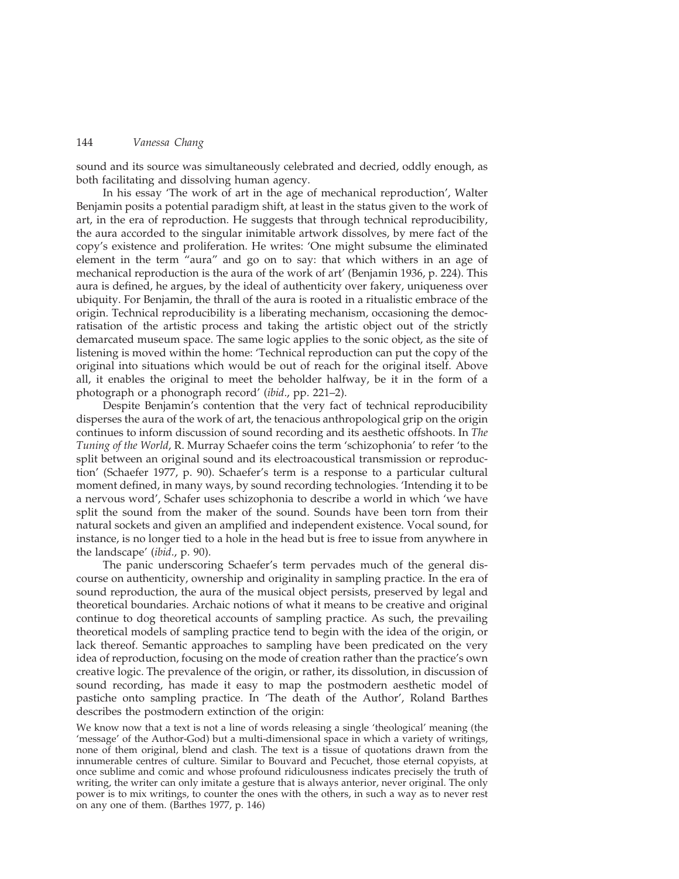sound and its source was simultaneously celebrated and decried, oddly enough, as both facilitating and dissolving human agency.

In his essay 'The work of art in the age of mechanical reproduction', Walter Benjamin posits a potential paradigm shift, at least in the status given to the work of art, in the era of reproduction. He suggests that through technical reproducibility, the aura accorded to the singular inimitable artwork dissolves, by mere fact of the copy's existence and proliferation. He writes: 'One might subsume the eliminated element in the term "aura" and go on to say: that which withers in an age of mechanical reproduction is the aura of the work of art' (Benjamin 1936, p. 224). This aura is defined, he argues, by the ideal of authenticity over fakery, uniqueness over ubiquity. For Benjamin, the thrall of the aura is rooted in a ritualistic embrace of the origin. Technical reproducibility is a liberating mechanism, occasioning the democratisation of the artistic process and taking the artistic object out of the strictly demarcated museum space. The same logic applies to the sonic object, as the site of listening is moved within the home: 'Technical reproduction can put the copy of the original into situations which would be out of reach for the original itself. Above all, it enables the original to meet the beholder halfway, be it in the form of a photograph or a phonograph record' (*ibid*., pp. 221–2).

Despite Benjamin's contention that the very fact of technical reproducibility disperses the aura of the work of art, the tenacious anthropological grip on the origin continues to inform discussion of sound recording and its aesthetic offshoots. In *The Tuning of the World*, R. Murray Schaefer coins the term 'schizophonia' to refer 'to the split between an original sound and its electroacoustical transmission or reproduction' (Schaefer 1977, p. 90). Schaefer's term is a response to a particular cultural moment defined, in many ways, by sound recording technologies. 'Intending it to be a nervous word', Schafer uses schizophonia to describe a world in which 'we have split the sound from the maker of the sound. Sounds have been torn from their natural sockets and given an amplified and independent existence. Vocal sound, for instance, is no longer tied to a hole in the head but is free to issue from anywhere in the landscape' (*ibid*., p. 90).

The panic underscoring Schaefer's term pervades much of the general discourse on authenticity, ownership and originality in sampling practice. In the era of sound reproduction, the aura of the musical object persists, preserved by legal and theoretical boundaries. Archaic notions of what it means to be creative and original continue to dog theoretical accounts of sampling practice. As such, the prevailing theoretical models of sampling practice tend to begin with the idea of the origin, or lack thereof. Semantic approaches to sampling have been predicated on the very idea of reproduction, focusing on the mode of creation rather than the practice's own creative logic. The prevalence of the origin, or rather, its dissolution, in discussion of sound recording, has made it easy to map the postmodern aesthetic model of pastiche onto sampling practice. In 'The death of the Author', Roland Barthes describes the postmodern extinction of the origin:

> We know now that a text is not a line of words releasing a single 'theological' meaning (the 'message' of the Author-God) but a multi-dimensional space in which a variety of writings, none of them original, blend and clash. The text is a tissue of quotations drawn from the innumerable centres of culture. Similar to Bouvard and Pecuchet, those eternal copyists, at once sublime and comic and whose profound ridiculousness indicates precisely the truth of writing, the writer can only imitate a gesture that is always anterior, never original. The only power is to mix writings, to counter the ones with the others, in such a way as to never rest on any one of them. (Barthes 1977, p. 146)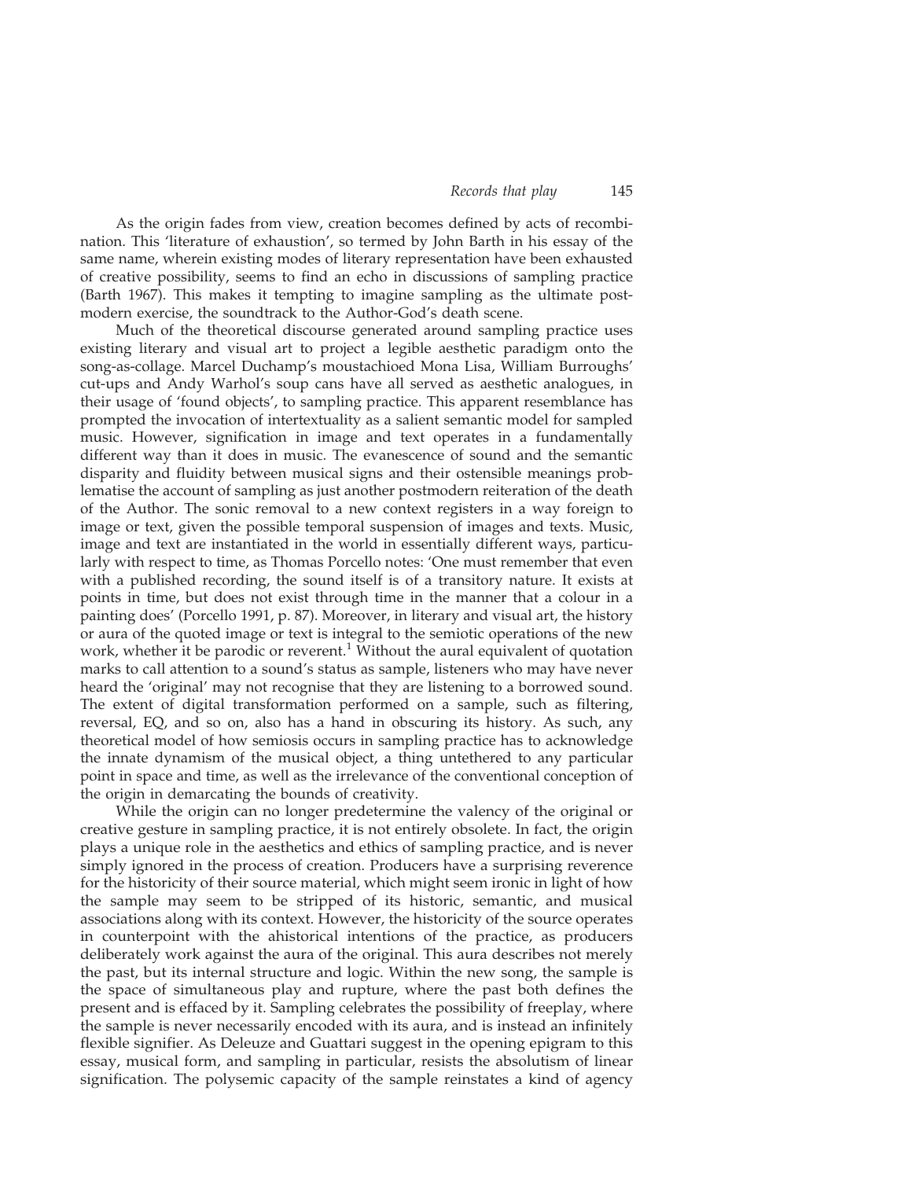As the origin fades from view, creation becomes defined by acts of recombination. This 'literature of exhaustion', so termed by John Barth in his essay of the same name, wherein existing modes of literary representation have been exhausted of creative possibility, seems to find an echo in discussions of sampling practice (Barth 1967). This makes it tempting to imagine sampling as the ultimate postmodern exercise, the soundtrack to the Author-God's death scene.

Much of the theoretical discourse generated around sampling practice uses existing literary and visual art to project a legible aesthetic paradigm onto the song-as-collage. Marcel Duchamp's moustachioed Mona Lisa, William Burroughs' cut-ups and Andy Warhol's soup cans have all served as aesthetic analogues, in their usage of 'found objects', to sampling practice. This apparent resemblance has prompted the invocation of intertextuality as a salient semantic model for sampled music. However, signification in image and text operates in a fundamentally different way than it does in music. The evanescence of sound and the semantic disparity and fluidity between musical signs and their ostensible meanings problematise the account of sampling as just another postmodern reiteration of the death of the Author. The sonic removal to a new context registers in a way foreign to image or text, given the possible temporal suspension of images and texts. Music, image and text are instantiated in the world in essentially different ways, particularly with respect to time, as Thomas Porcello notes: 'One must remember that even with a published recording, the sound itself is of a transitory nature. It exists at points in time, but does not exist through time in the manner that a colour in a painting does' (Porcello 1991, p. 87). Moreover, in literary and visual art, the history or aura of the quoted image or text is integral to the semiotic operations of the new work, whether it be parodic or reverent.[1] Without the aural equivalent of quotation marks to call attention to a sound's status as sample, listeners who may have never heard the 'original' may not recognise that they are listening to a borrowed sound. The extent of digital transformation performed on a sample, such as filtering, reversal, EQ, and so on, also has a hand in obscuring its history. As such, any theoretical model of how semiosis occurs in sampling practice has to acknowledge the innate dynamism of the musical object, a thing untethered to any particular point in space and time, as well as the irrelevance of the conventional conception of the origin in demarcating the bounds of creativity.

While the origin can no longer predetermine the valency of the original or creative gesture in sampling practice, it is not entirely obsolete. In fact, the origin plays a unique role in the aesthetics and ethics of sampling practice, and is never simply ignored in the process of creation. Producers have a surprising reverence for the historicity of their source material, which might seem ironic in light of how the sample may seem to be stripped of its historic, semantic, and musical associations along with its context. However, the historicity of the source operates in counterpoint with the ahistorical intentions of the practice, as producers deliberately work against the aura of the original. This aura describes not merely the past, but its internal structure and logic. Within the new song, the sample is the space of simultaneous play and rupture, where the past both defines the present and is effaced by it. Sampling celebrates the possibility of freeplay, where the sample is never necessarily encoded with its aura, and is instead an infinitely flexible signifier. As Deleuze and Guattari suggest in the opening epigram to this essay, musical form, and sampling in particular, resists the absolutism of linear signification. The polysemic capacity of the sample reinstates a kind of agency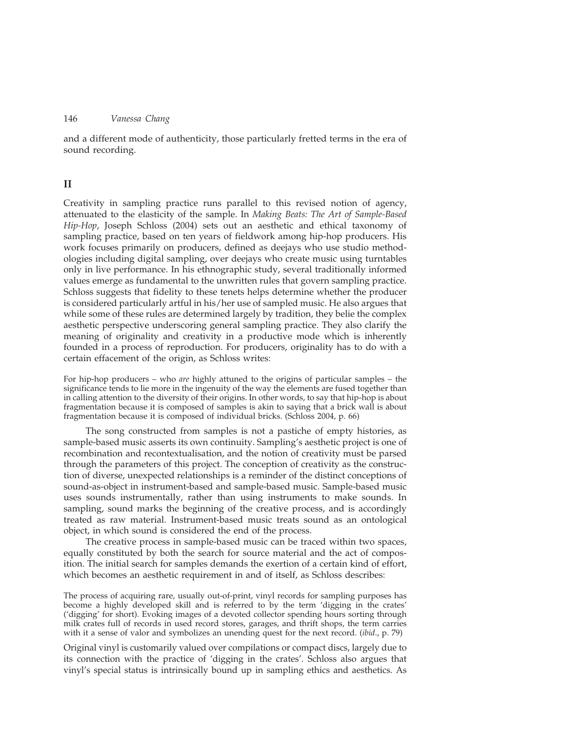and a different mode of authenticity, those particularly fretted terms in the era of sound recording.

## II

Creativity in sampling practice runs parallel to this revised notion of agency, attenuated to the elasticity of the sample. In *Making Beats: The Art of Sample-Based Hip-Hop*, Joseph Schloss (2004) sets out an aesthetic and ethical taxonomy of sampling practice, based on ten years of fieldwork among hip-hop producers. His work focuses primarily on producers, defined as deejays who use studio methodologies including digital sampling, over deejays who create music using turntables only in live performance. In his ethnographic study, several traditionally informed values emerge as fundamental to the unwritten rules that govern sampling practice. Schloss suggests that fidelity to these tenets helps determine whether the producer is considered particularly artful in his/her use of sampled music. He also argues that while some of these rules are determined largely by tradition, they belie the complex aesthetic perspective underscoring general sampling practice. They also clarify the meaning of originality and creativity in a productive mode which is inherently founded in a process of reproduction. For producers, originality has to do with a certain effacement of the origin, as Schloss writes:

> For hip-hop producers – who *are* highly attuned to the origins of particular samples – the significance tends to lie more in the ingenuity of the way the elements are fused together than in calling attention to the diversity of their origins. In other words, to say that hip-hop is about fragmentation because it is composed of samples is akin to saying that a brick wall is about fragmentation because it is composed of individual bricks. (Schloss 2004, p. 66)

The song constructed from samples is not a pastiche of empty histories, as sample-based music asserts its own continuity. Sampling's aesthetic project is one of recombination and recontextualisation, and the notion of creativity must be parsed through the parameters of this project. The conception of creativity as the construction of diverse, unexpected relationships is a reminder of the distinct conceptions of sound-as-object in instrument-based and sample-based music. Sample-based music uses sounds instrumentally, rather than using instruments to make sounds. In sampling, sound marks the beginning of the creative process, and is accordingly treated as raw material. Instrument-based music treats sound as an ontological object, in which sound is considered the end of the process.

The creative process in sample-based music can be traced within two spaces, equally constituted by both the search for source material and the act of composition. The initial search for samples demands the exertion of a certain kind of effort, which becomes an aesthetic requirement in and of itself, as Schloss describes:

> The process of acquiring rare, usually out-of-print, vinyl records for sampling purposes has become a highly developed skill and is referred to by the term 'digging in the crates' ('digging' for short). Evoking images of a devoted collector spending hours sorting through milk crates full of records in used record stores, garages, and thrift shops, the term carries with it a sense of valor and symbolizes an unending quest for the next record. (*ibid*., p. 79)

Original vinyl is customarily valued over compilations or compact discs, largely due to its connection with the practice of 'digging in the crates'. Schloss also argues that vinyl's special status is intrinsically bound up in sampling ethics and aesthetics. As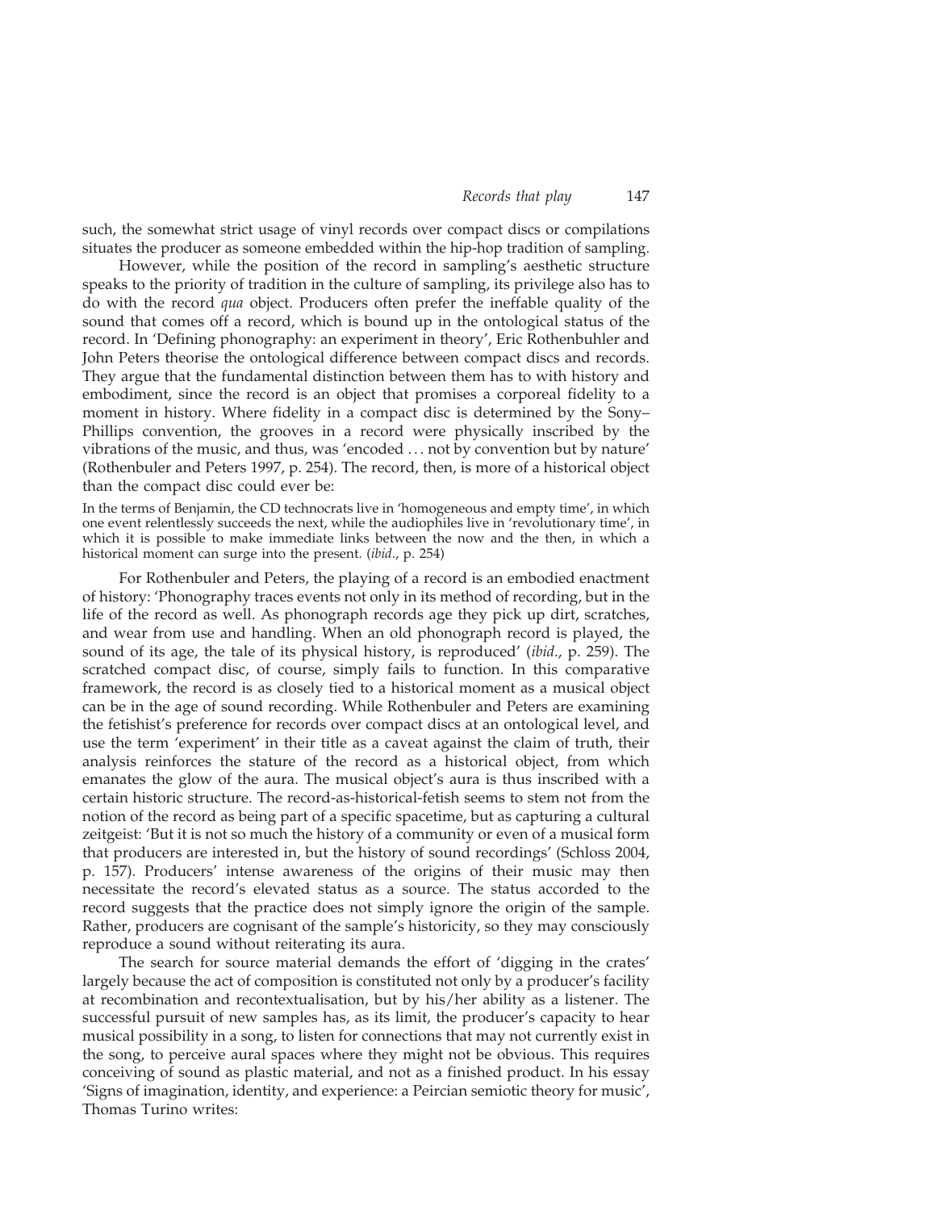such, the somewhat strict usage of vinyl records over compact discs or compilations situates the producer as someone embedded within the hip-hop tradition of sampling.

However, while the position of the record in sampling's aesthetic structure speaks to the priority of tradition in the culture of sampling, its privilege also has to do with the record *qua* object. Producers often prefer the ineffable quality of the sound that comes off a record, which is bound up in the ontological status of the record. In 'Defining phonography: an experiment in theory', Eric Rothenbuhler and John Peters theorise the ontological difference between compact discs and records. They argue that the fundamental distinction between them has to with history and embodiment, since the record is an object that promises a corporeal fidelity to a moment in history. Where fidelity in a compact disc is determined by the Sony–Phillips convention, the grooves in a record were physically inscribed by the vibrations of the music, and thus, was 'encoded … not by convention but by nature' (Rothenbuler and Peters 1997, p. 254). The record, then, is more of a historical object than the compact disc could ever be:

> In the terms of Benjamin, the CD technocrats live in 'homogeneous and empty time', in which one event relentlessly succeeds the next, while the audiophiles live in 'revolutionary time', in which it is possible to make immediate links between the now and the then, in which a historical moment can surge into the present. (*ibid*., p. 254)

For Rothenbuler and Peters, the playing of a record is an embodied enactment of history: 'Phonography traces events not only in its method of recording, but in the life of the record as well. As phonograph records age they pick up dirt, scratches, and wear from use and handling. When an old phonograph record is played, the sound of its age, the tale of its physical history, is reproduced' (*ibid*., p. 259). The scratched compact disc, of course, simply fails to function. In this comparative framework, the record is as closely tied to a historical moment as a musical object can be in the age of sound recording. While Rothenbuler and Peters are examining the fetishist's preference for records over compact discs at an ontological level, and use the term 'experiment' in their title as a caveat against the claim of truth, their analysis reinforces the stature of the record as a historical object, from which emanates the glow of the aura. The musical object's aura is thus inscribed with a certain historic structure. The record-as-historical-fetish seems to stem not from the notion of the record as being part of a specific spacetime, but as capturing a cultural zeitgeist: 'But it is not so much the history of a community or even of a musical form that producers are interested in, but the history of sound recordings' (Schloss 2004, p. 157). Producers' intense awareness of the origins of their music may then necessitate the record's elevated status as a source. The status accorded to the record suggests that the practice does not simply ignore the origin of the sample. Rather, producers are cognisant of the sample's historicity, so they may consciously reproduce a sound without reiterating its aura.

The search for source material demands the effort of 'digging in the crates' largely because the act of composition is constituted not only by a producer's facility at recombination and recontextualisation, but by his/her ability as a listener. The successful pursuit of new samples has, as its limit, the producer's capacity to hear musical possibility in a song, to listen for connections that may not currently exist in the song, to perceive aural spaces where they might not be obvious. This requires conceiving of sound as plastic material, and not as a finished product. In his essay 'Signs of imagination, identity, and experience: a Peircian semiotic theory for music', Thomas Turino writes: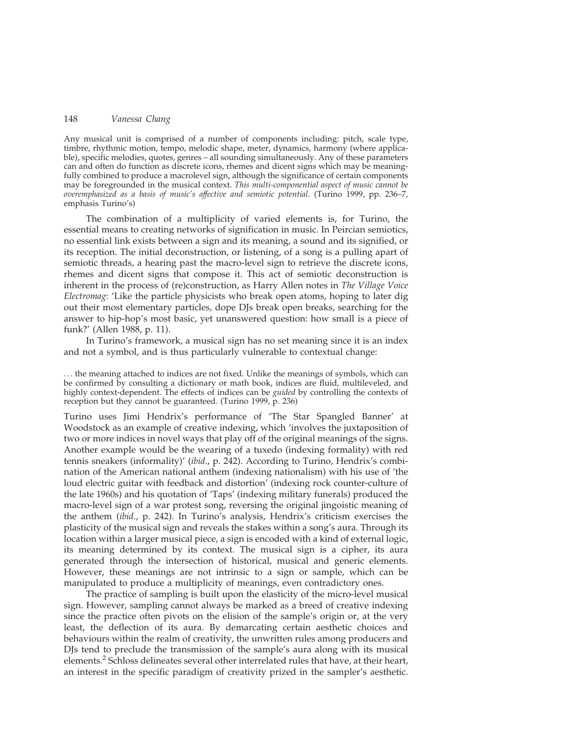> Any musical unit is comprised of a number of components including: pitch, scale type, timbre, rhythmic motion, tempo, melodic shape, meter, dynamics, harmony (where applicable), specific melodies, quotes, genres – all sounding simultaneously. Any of these parameters can and often do function as discrete icons, rhemes and dicent signs which may be meaningfully combined to produce a macrolevel sign, although the significance of certain components may be foregrounded in the musical context. *This multi-componential aspect of music cannot be overemphasized as a basis of music's affective and semiotic potential*. (Turino 1999, pp. 236–7, emphasis Turino's)

The combination of a multiplicity of varied elements is, for Turino, the essential means to creating networks of signification in music. In Peircian semiotics, no essential link exists between a sign and its meaning, a sound and its signified, or its reception. The initial deconstruction, or listening, of a song is a pulling apart of semiotic threads, a hearing past the macro-level sign to retrieve the discrete icons, rhemes and dicent signs that compose it. This act of semiotic deconstruction is inherent in the process of (re)construction, as Harry Allen notes in *The Village Voice Electromag*: 'Like the particle physicists who break open atoms, hoping to later dig out their most elementary particles, dope DJs break open breaks, searching for the answer to hip-hop's most basic, yet unanswered question: how small is a piece of funk?' (Allen 1988, p. 11).

In Turino's framework, a musical sign has no set meaning since it is an index and not a symbol, and is thus particularly vulnerable to contextual change:

> . . . the meaning attached to indices are not fixed. Unlike the meanings of symbols, which can be confirmed by consulting a dictionary or math book, indices are fluid, multileveled, and highly context-dependent. The effects of indices can be *guided* by controlling the contexts of reception but they cannot be guaranteed. (Turino 1999, p. 236)

Turino uses Jimi Hendrix's performance of 'The Star Spangled Banner' at Woodstock as an example of creative indexing, which 'involves the juxtaposition of two or more indices in novel ways that play off of the original meanings of the signs. Another example would be the wearing of a tuxedo (indexing formality) with red tennis sneakers (informality)' (*ibid*., p. 242). According to Turino, Hendrix's combination of the American national anthem (indexing nationalism) with his use of 'the loud electric guitar with feedback and distortion' (indexing rock counter-culture of the late 1960s) and his quotation of 'Taps' (indexing military funerals) produced the macro-level sign of a war protest song, reversing the original jingoistic meaning of the anthem (*ibid*., p. 242). In Turino's analysis, Hendrix's criticism exercises the plasticity of the musical sign and reveals the stakes within a song's aura. Through its location within a larger musical piece, a sign is encoded with a kind of external logic, its meaning determined by its context. The musical sign is a cipher, its aura generated through the intersection of historical, musical and generic elements. However, these meanings are not intrinsic to a sign or sample, which can be manipulated to produce a multiplicity of meanings, even contradictory ones.

The practice of sampling is built upon the elasticity of the micro-level musical sign. However, sampling cannot always be marked as a breed of creative indexing since the practice often pivots on the elision of the sample's origin or, at the very least, the deflection of its aura. By demarcating certain aesthetic choices and behaviours within the realm of creativity, the unwritten rules among producers and DJs tend to preclude the transmission of the sample's aura along with its musical elements.[2] Schloss delineates several other interrelated rules that have, at their heart, an interest in the specific paradigm of creativity prized in the sampler's aesthetic.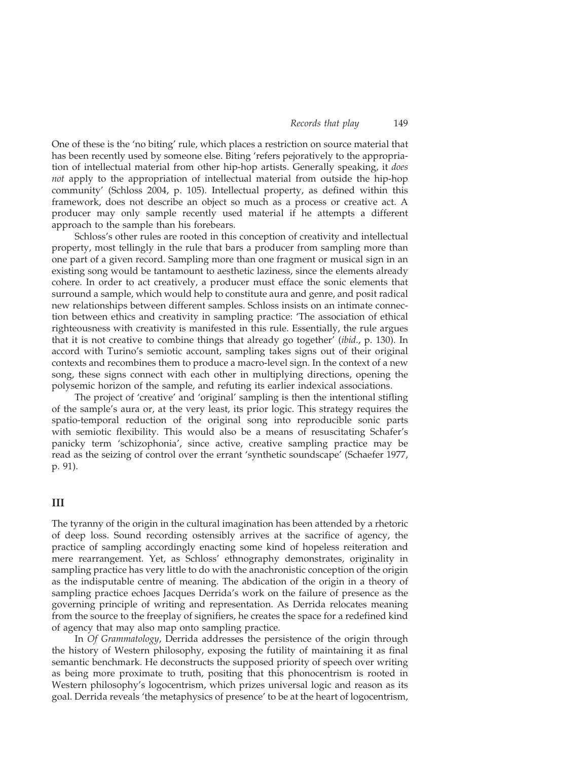One of these is the 'no biting' rule, which places a restriction on source material that has been recently used by someone else. Biting 'refers pejoratively to the appropriation of intellectual material from other hip-hop artists. Generally speaking, it *does not* apply to the appropriation of intellectual material from outside the hip-hop community' (Schloss 2004, p. 105). Intellectual property, as defined within this framework, does not describe an object so much as a process or creative act. A producer may only sample recently used material if he attempts a different approach to the sample than his forebears.

Schloss's other rules are rooted in this conception of creativity and intellectual property, most tellingly in the rule that bars a producer from sampling more than one part of a given record. Sampling more than one fragment or musical sign in an existing song would be tantamount to aesthetic laziness, since the elements already cohere. In order to act creatively, a producer must efface the sonic elements that surround a sample, which would help to constitute aura and genre, and posit radical new relationships between different samples. Schloss insists on an intimate connection between ethics and creativity in sampling practice: 'The association of ethical righteousness with creativity is manifested in this rule. Essentially, the rule argues that it is not creative to combine things that already go together' (*ibid*., p. 130). In accord with Turino's semiotic account, sampling takes signs out of their original contexts and recombines them to produce a macro-level sign. In the context of a new song, these signs connect with each other in multiplying directions, opening the polysemic horizon of the sample, and refuting its earlier indexical associations.

The project of 'creative' and 'original' sampling is then the intentional stifling of the sample's aura or, at the very least, its prior logic. This strategy requires the spatio-temporal reduction of the original song into reproducible sonic parts with semiotic flexibility. This would also be a means of resuscitating Schafer's panicky term 'schizophonia', since active, creative sampling practice may be read as the seizing of control over the errant 'synthetic soundscape' (Schaefer 1977, p. 91).

## III

The tyranny of the origin in the cultural imagination has been attended by a rhetoric of deep loss. Sound recording ostensibly arrives at the sacrifice of agency, the practice of sampling accordingly enacting some kind of hopeless reiteration and mere rearrangement. Yet, as Schloss' ethnography demonstrates, originality in sampling practice has very little to do with the anachronistic conception of the origin as the indisputable centre of meaning. The abdication of the origin in a theory of sampling practice echoes Jacques Derrida's work on the failure of presence as the governing principle of writing and representation. As Derrida relocates meaning from the source to the freeplay of signifiers, he creates the space for a redefined kind of agency that may also map onto sampling practice.

In *Of Grammatology*, Derrida addresses the persistence of the origin through the history of Western philosophy, exposing the futility of maintaining it as final semantic benchmark. He deconstructs the supposed priority of speech over writing as being more proximate to truth, positing that this phonocentrism is rooted in Western philosophy's logocentrism, which prizes universal logic and reason as its goal. Derrida reveals 'the metaphysics of presence' to be at the heart of logocentrism,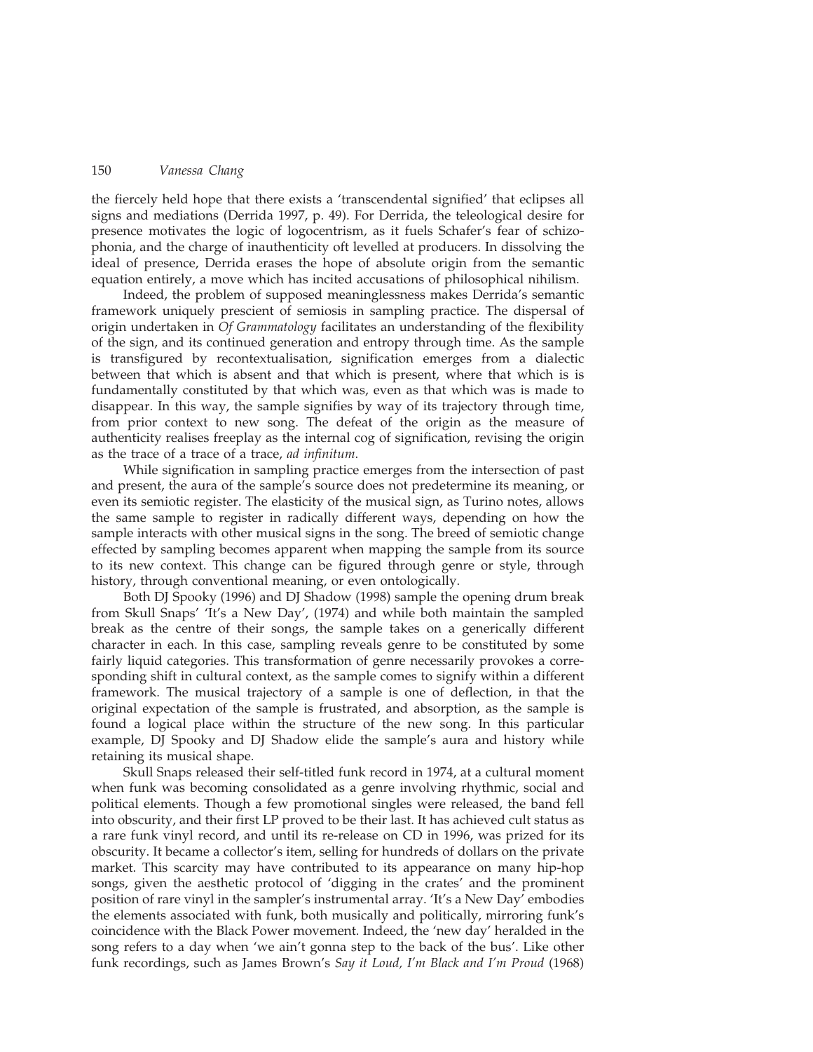the fiercely held hope that there exists a 'transcendental signified' that eclipses all signs and mediations (Derrida 1997, p. 49). For Derrida, the teleological desire for presence motivates the logic of logocentrism, as it fuels Schafer's fear of schizophonia, and the charge of inauthenticity oft levelled at producers. In dissolving the ideal of presence, Derrida erases the hope of absolute origin from the semantic equation entirely, a move which has incited accusations of philosophical nihilism.

Indeed, the problem of supposed meaninglessness makes Derrida's semantic framework uniquely prescient of semiosis in sampling practice. The dispersal of origin undertaken in *Of Grammatology* facilitates an understanding of the flexibility of the sign, and its continued generation and entropy through time. As the sample is transfigured by recontextualisation, signification emerges from a dialectic between that which is absent and that which is present, where that which is is fundamentally constituted by that which was, even as that which was is made to disappear. In this way, the sample signifies by way of its trajectory through time, from prior context to new song. The defeat of the origin as the measure of authenticity realises freeplay as the internal cog of signification, revising the origin as the trace of a trace of a trace, *ad infinitum*.

While signification in sampling practice emerges from the intersection of past and present, the aura of the sample's source does not predetermine its meaning, or even its semiotic register. The elasticity of the musical sign, as Turino notes, allows the same sample to register in radically different ways, depending on how the sample interacts with other musical signs in the song. The breed of semiotic change effected by sampling becomes apparent when mapping the sample from its source to its new context. This change can be figured through genre or style, through history, through conventional meaning, or even ontologically.

Both DJ Spooky (1996) and DJ Shadow (1998) sample the opening drum break from Skull Snaps' 'It's a New Day', (1974) and while both maintain the sampled break as the centre of their songs, the sample takes on a generically different character in each. In this case, sampling reveals genre to be constituted by some fairly liquid categories. This transformation of genre necessarily provokes a corresponding shift in cultural context, as the sample comes to signify within a different framework. The musical trajectory of a sample is one of deflection, in that the original expectation of the sample is frustrated, and absorption, as the sample is found a logical place within the structure of the new song. In this particular example, DJ Spooky and DJ Shadow elide the sample's aura and history while retaining its musical shape.

Skull Snaps released their self-titled funk record in 1974, at a cultural moment when funk was becoming consolidated as a genre involving rhythmic, social and political elements. Though a few promotional singles were released, the band fell into obscurity, and their first LP proved to be their last. It has achieved cult status as a rare funk vinyl record, and until its re-release on CD in 1996, was prized for its obscurity. It became a collector's item, selling for hundreds of dollars on the private market. This scarcity may have contributed to its appearance on many hip-hop songs, given the aesthetic protocol of 'digging in the crates' and the prominent position of rare vinyl in the sampler's instrumental array. 'It's a New Day' embodies the elements associated with funk, both musically and politically, mirroring funk's coincidence with the Black Power movement. Indeed, the 'new day' heralded in the song refers to a day when 'we ain't gonna step to the back of the bus'. Like other funk recordings, such as James Brown's *Say it Loud, I'm Black and I'm Proud* (1968)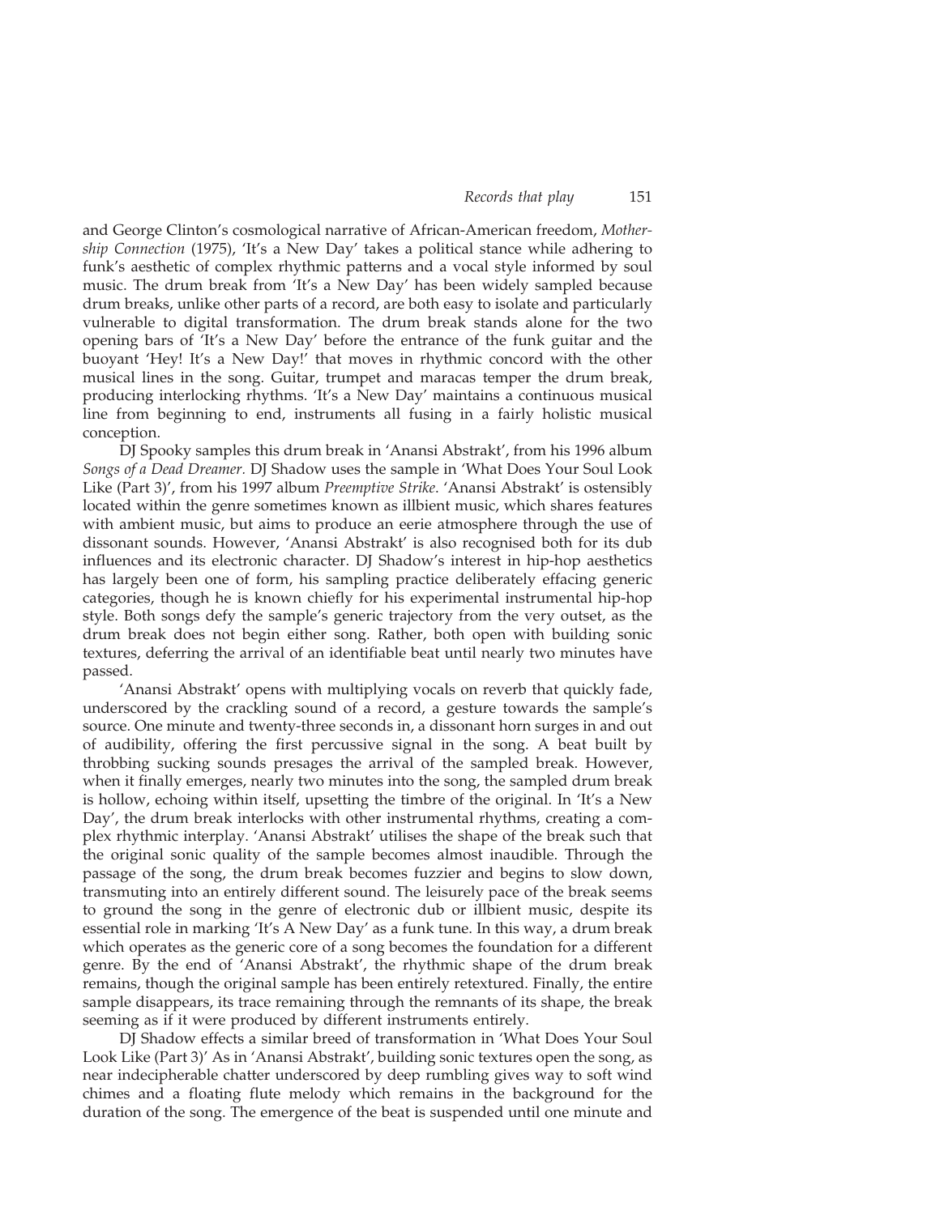and George Clinton's cosmological narrative of African-American freedom, *Mothership Connection* (1975), 'It's a New Day' takes a political stance while adhering to funk's aesthetic of complex rhythmic patterns and a vocal style informed by soul music. The drum break from 'It's a New Day' has been widely sampled because drum breaks, unlike other parts of a record, are both easy to isolate and particularly vulnerable to digital transformation. The drum break stands alone for the two opening bars of 'It's a New Day' before the entrance of the funk guitar and the buoyant 'Hey! It's a New Day!' that moves in rhythmic concord with the other musical lines in the song. Guitar, trumpet and maracas temper the drum break, producing interlocking rhythms. 'It's a New Day' maintains a continuous musical line from beginning to end, instruments all fusing in a fairly holistic musical conception.

DJ Spooky samples this drum break in 'Anansi Abstrakt', from his 1996 album *Songs of a Dead Dreamer.* DJ Shadow uses the sample in 'What Does Your Soul Look Like (Part 3)', from his 1997 album *Preemptive Strike*. 'Anansi Abstrakt' is ostensibly located within the genre sometimes known as illbient music, which shares features with ambient music, but aims to produce an eerie atmosphere through the use of dissonant sounds. However, 'Anansi Abstrakt' is also recognised both for its dub influences and its electronic character. DJ Shadow's interest in hip-hop aesthetics has largely been one of form, his sampling practice deliberately effacing generic categories, though he is known chiefly for his experimental instrumental hip-hop style. Both songs defy the sample's generic trajectory from the very outset, as the drum break does not begin either song. Rather, both open with building sonic textures, deferring the arrival of an identifiable beat until nearly two minutes have passed.

'Anansi Abstrakt' opens with multiplying vocals on reverb that quickly fade, underscored by the crackling sound of a record, a gesture towards the sample's source. One minute and twenty-three seconds in, a dissonant horn surges in and out of audibility, offering the first percussive signal in the song. A beat built by throbbing sucking sounds presages the arrival of the sampled break. However, when it finally emerges, nearly two minutes into the song, the sampled drum break is hollow, echoing within itself, upsetting the timbre of the original. In 'It's a New Day', the drum break interlocks with other instrumental rhythms, creating a complex rhythmic interplay. 'Anansi Abstrakt' utilises the shape of the break such that the original sonic quality of the sample becomes almost inaudible. Through the passage of the song, the drum break becomes fuzzier and begins to slow down, transmuting into an entirely different sound. The leisurely pace of the break seems to ground the song in the genre of electronic dub or illbient music, despite its essential role in marking 'It's A New Day' as a funk tune. In this way, a drum break which operates as the generic core of a song becomes the foundation for a different genre. By the end of 'Anansi Abstrakt', the rhythmic shape of the drum break remains, though the original sample has been entirely retextured. Finally, the entire sample disappears, its trace remaining through the remnants of its shape, the break seeming as if it were produced by different instruments entirely.

DJ Shadow effects a similar breed of transformation in 'What Does Your Soul Look Like (Part 3)' As in 'Anansi Abstrakt', building sonic textures open the song, as near indecipherable chatter underscored by deep rumbling gives way to soft wind chimes and a floating flute melody which remains in the background for the duration of the song. The emergence of the beat is suspended until one minute and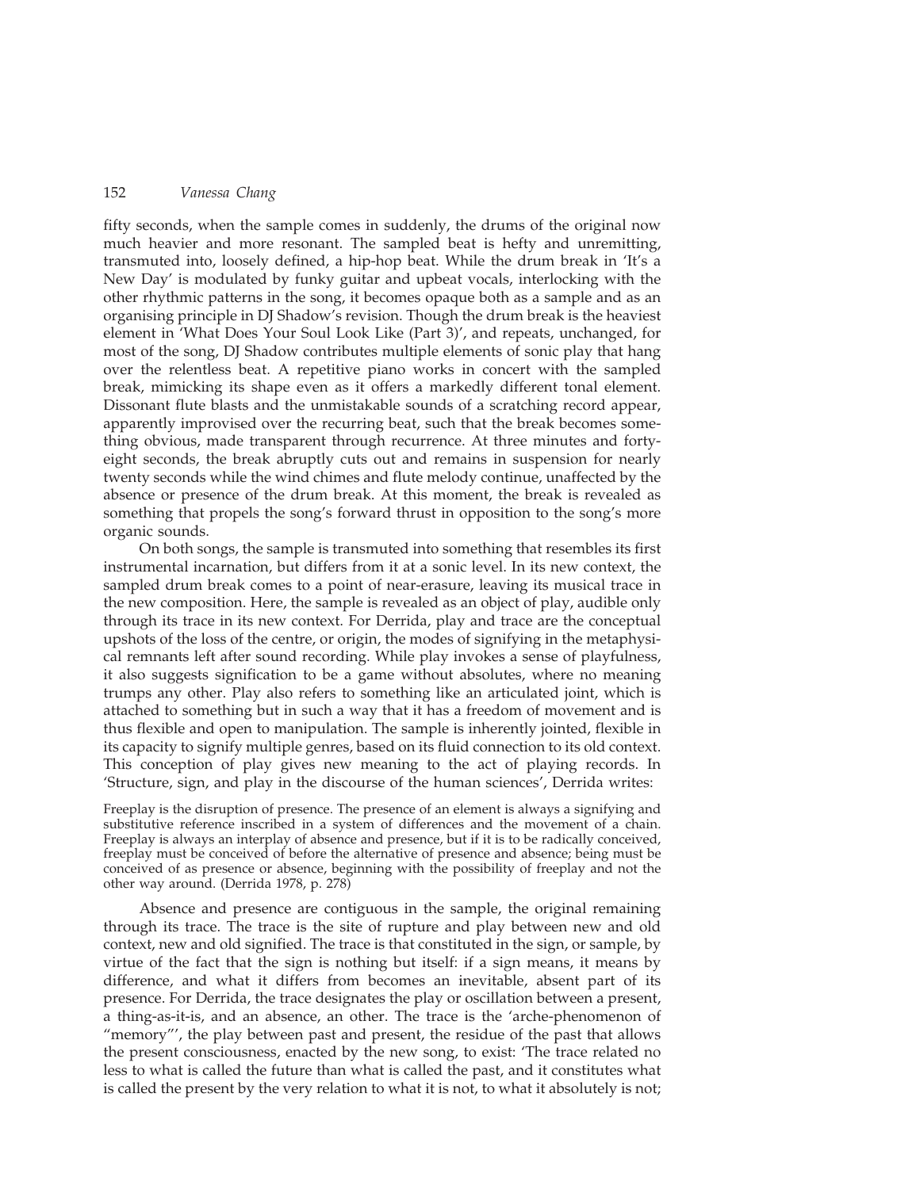fifty seconds, when the sample comes in suddenly, the drums of the original now much heavier and more resonant. The sampled beat is hefty and unremitting, transmuted into, loosely defined, a hip-hop beat. While the drum break in 'It's a New Day' is modulated by funky guitar and upbeat vocals, interlocking with the other rhythmic patterns in the song, it becomes opaque both as a sample and as an organising principle in DJ Shadow's revision. Though the drum break is the heaviest element in 'What Does Your Soul Look Like (Part 3)', and repeats, unchanged, for most of the song, DJ Shadow contributes multiple elements of sonic play that hang over the relentless beat. A repetitive piano works in concert with the sampled break, mimicking its shape even as it offers a markedly different tonal element. Dissonant flute blasts and the unmistakable sounds of a scratching record appear, apparently improvised over the recurring beat, such that the break becomes something obvious, made transparent through recurrence. At three minutes and forty-eight seconds, the break abruptly cuts out and remains in suspension for nearly twenty seconds while the wind chimes and flute melody continue, unaffected by the absence or presence of the drum break. At this moment, the break is revealed as something that propels the song's forward thrust in opposition to the song's more organic sounds.

On both songs, the sample is transmuted into something that resembles its first instrumental incarnation, but differs from it at a sonic level. In its new context, the sampled drum break comes to a point of near-erasure, leaving its musical trace in the new composition. Here, the sample is revealed as an object of play, audible only through its trace in its new context. For Derrida, play and trace are the conceptual upshots of the loss of the centre, or origin, the modes of signifying in the metaphysical remnants left after sound recording. While play invokes a sense of playfulness, it also suggests signification to be a game without absolutes, where no meaning trumps any other. Play also refers to something like an articulated joint, which is attached to something but in such a way that it has a freedom of movement and is thus flexible and open to manipulation. The sample is inherently jointed, flexible in its capacity to signify multiple genres, based on its fluid connection to its old context. This conception of play gives new meaning to the act of playing records. In 'Structure, sign, and play in the discourse of the human sciences', Derrida writes:

> Freeplay is the disruption of presence. The presence of an element is always a signifying and substitutive reference inscribed in a system of differences and the movement of a chain. Freeplay is always an interplay of absence and presence, but if it is to be radically conceived, freeplay must be conceived of before the alternative of presence and absence; being must be conceived of as presence or absence, beginning with the possibility of freeplay and not the other way around. (Derrida 1978, p. 278)

Absence and presence are contiguous in the sample, the original remaining through its trace. The trace is the site of rupture and play between new and old context, new and old signified. The trace is that constituted in the sign, or sample, by virtue of the fact that the sign is nothing but itself: if a sign means, it means by difference, and what it differs from becomes an inevitable, absent part of its presence. For Derrida, the trace designates the play or oscillation between a present, a thing-as-it-is, and an absence, an other. The trace is the 'arche-phenomenon of "memory"', the play between past and present, the residue of the past that allows the present consciousness, enacted by the new song, to exist: 'The trace related no less to what is called the future than what is called the past, and it constitutes what is called the present by the very relation to what it is not, to what it absolutely is not;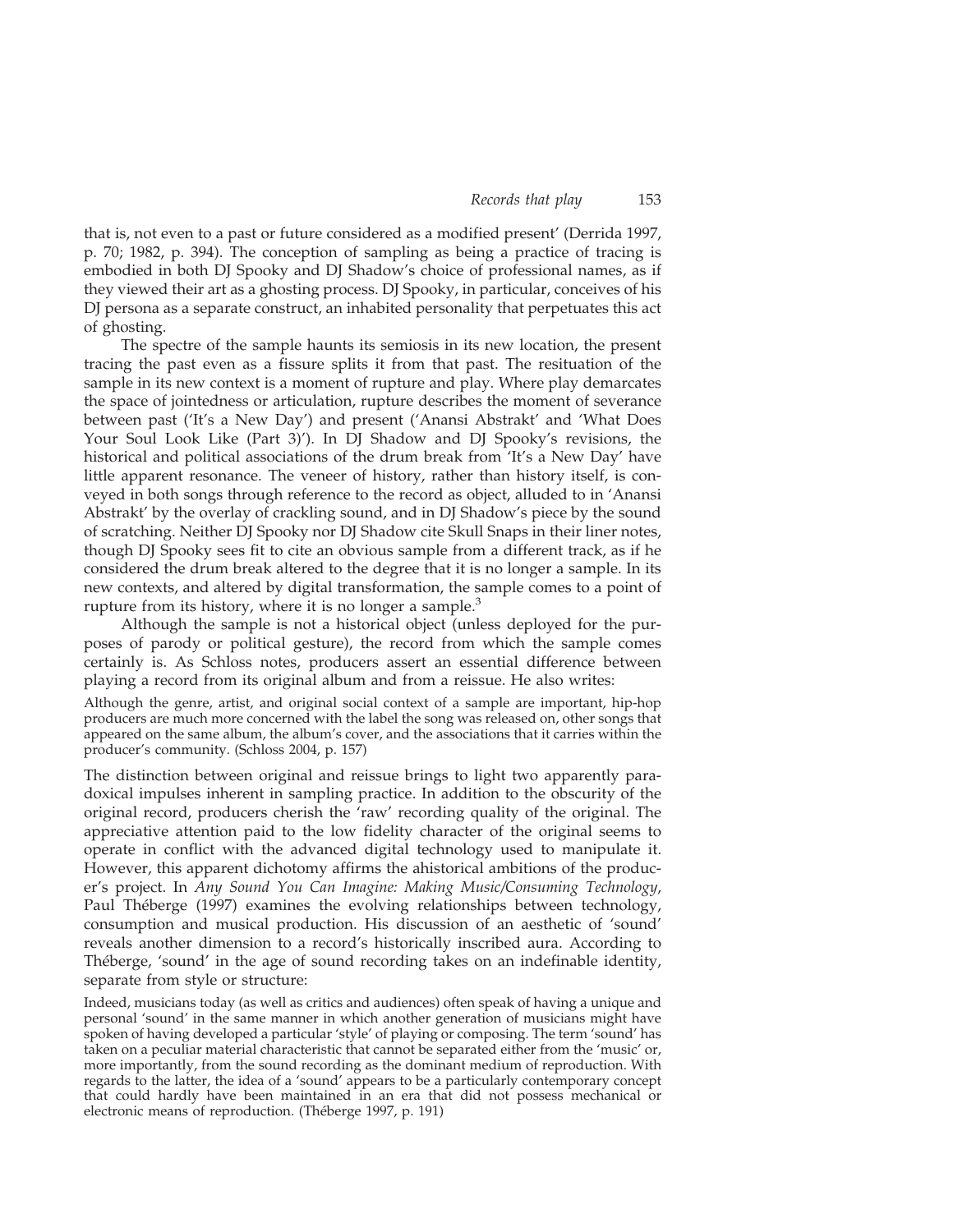that is, not even to a past or future considered as a modified present' (Derrida 1997, p. 70; 1982, p. 394). The conception of sampling as being a practice of tracing is embodied in both DJ Spooky and DJ Shadow's choice of professional names, as if they viewed their art as a ghosting process. DJ Spooky, in particular, conceives of his DJ persona as a separate construct, an inhabited personality that perpetuates this act of ghosting.

The spectre of the sample haunts its semiosis in its new location, the present tracing the past even as a fissure splits it from that past. The resituation of the sample in its new context is a moment of rupture and play. Where play demarcates the space of jointedness or articulation, rupture describes the moment of severance between past ('It's a New Day') and present ('Anansi Abstrakt' and 'What Does Your Soul Look Like (Part 3)'). In DJ Shadow and DJ Spooky's revisions, the historical and political associations of the drum break from 'It's a New Day' have little apparent resonance. The veneer of history, rather than history itself, is conveyed in both songs through reference to the record as object, alluded to in 'Anansi Abstrakt' by the overlay of crackling sound, and in DJ Shadow's piece by the sound of scratching. Neither DJ Spooky nor DJ Shadow cite Skull Snaps in their liner notes, though DJ Spooky sees fit to cite an obvious sample from a different track, as if he considered the drum break altered to the degree that it is no longer a sample. In its new contexts, and altered by digital transformation, the sample comes to a point of rupture from its history, where it is no longer a sample.[3]

Although the sample is not a historical object (unless deployed for the purposes of parody or political gesture), the record from which the sample comes certainly is. As Schloss notes, producers assert an essential difference between playing a record from its original album and from a reissue. He also writes:

> Although the genre, artist, and original social context of a sample are important, hip-hop producers are much more concerned with the label the song was released on, other songs that appeared on the same album, the album's cover, and the associations that it carries within the producer's community. (Schloss 2004, p. 157)

The distinction between original and reissue brings to light two apparently paradoxical impulses inherent in sampling practice. In addition to the obscurity of the original record, producers cherish the 'raw' recording quality of the original. The appreciative attention paid to the low fidelity character of the original seems to operate in conflict with the advanced digital technology used to manipulate it. However, this apparent dichotomy affirms the ahistorical ambitions of the producer's project. In *Any Sound You Can Imagine: Making Music/Consuming Technology*, Paul Théberge (1997) examines the evolving relationships between technology, consumption and musical production. His discussion of an aesthetic of 'sound' reveals another dimension to a record's historically inscribed aura. According to Théberge, 'sound' in the age of sound recording takes on an indefinable identity, separate from style or structure:

> Indeed, musicians today (as well as critics and audiences) often speak of having a unique and personal 'sound' in the same manner in which another generation of musicians might have spoken of having developed a particular 'style' of playing or composing. The term 'sound' has taken on a peculiar material characteristic that cannot be separated either from the 'music' or, more importantly, from the sound recording as the dominant medium of reproduction. With regards to the latter, the idea of a 'sound' appears to be a particularly contemporary concept that could hardly have been maintained in an era that did not possess mechanical or electronic means of reproduction. (Théberge 1997, p. 191)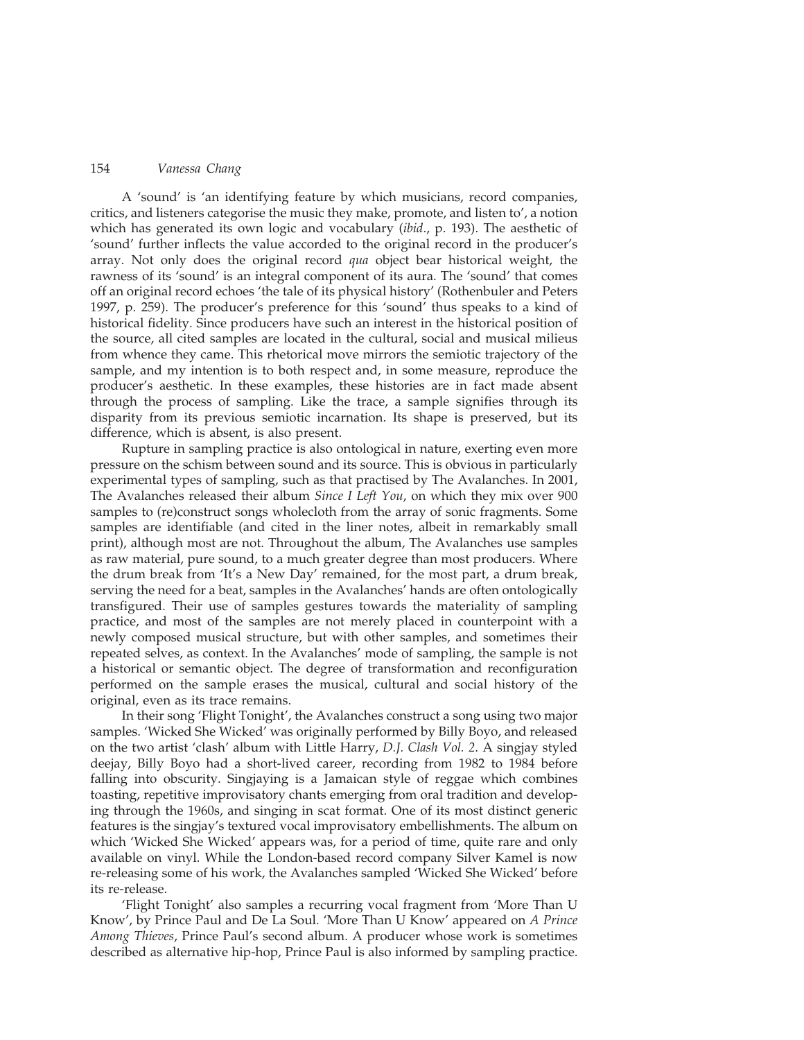A 'sound' is 'an identifying feature by which musicians, record companies, critics, and listeners categorise the music they make, promote, and listen to', a notion which has generated its own logic and vocabulary (*ibid*., p. 193). The aesthetic of 'sound' further inflects the value accorded to the original record in the producer's array. Not only does the original record *qua* object bear historical weight, the rawness of its 'sound' is an integral component of its aura. The 'sound' that comes off an original record echoes 'the tale of its physical history' (Rothenbuler and Peters 1997, p. 259). The producer's preference for this 'sound' thus speaks to a kind of historical fidelity. Since producers have such an interest in the historical position of the source, all cited samples are located in the cultural, social and musical milieus from whence they came. This rhetorical move mirrors the semiotic trajectory of the sample, and my intention is to both respect and, in some measure, reproduce the producer's aesthetic. In these examples, these histories are in fact made absent through the process of sampling. Like the trace, a sample signifies through its disparity from its previous semiotic incarnation. Its shape is preserved, but its difference, which is absent, is also present.

Rupture in sampling practice is also ontological in nature, exerting even more pressure on the schism between sound and its source. This is obvious in particularly experimental types of sampling, such as that practised by The Avalanches. In 2001, The Avalanches released their album *Since I Left You*, on which they mix over 900 samples to (re)construct songs wholecloth from the array of sonic fragments. Some samples are identifiable (and cited in the liner notes, albeit in remarkably small print), although most are not. Throughout the album, The Avalanches use samples as raw material, pure sound, to a much greater degree than most producers. Where the drum break from 'It's a New Day' remained, for the most part, a drum break, serving the need for a beat, samples in the Avalanches' hands are often ontologically transfigured. Their use of samples gestures towards the materiality of sampling practice, and most of the samples are not merely placed in counterpoint with a newly composed musical structure, but with other samples, and sometimes their repeated selves, as context. In the Avalanches' mode of sampling, the sample is not a historical or semantic object. The degree of transformation and reconfiguration performed on the sample erases the musical, cultural and social history of the original, even as its trace remains.

In their song 'Flight Tonight', the Avalanches construct a song using two major samples. 'Wicked She Wicked' was originally performed by Billy Boyo, and released on the two artist 'clash' album with Little Harry, *D.J. Clash Vol. 2*. A singjay styled deejay, Billy Boyo had a short-lived career, recording from 1982 to 1984 before falling into obscurity. Singjaying is a Jamaican style of reggae which combines toasting, repetitive improvisatory chants emerging from oral tradition and developing through the 1960s, and singing in scat format. One of its most distinct generic features is the singjay's textured vocal improvisatory embellishments. The album on which 'Wicked She Wicked' appears was, for a period of time, quite rare and only available on vinyl. While the London-based record company Silver Kamel is now re-releasing some of his work, the Avalanches sampled 'Wicked She Wicked' before its re-release.

'Flight Tonight' also samples a recurring vocal fragment from 'More Than U Know', by Prince Paul and De La Soul. 'More Than U Know' appeared on *A Prince Among Thieves*, Prince Paul's second album. A producer whose work is sometimes described as alternative hip-hop, Prince Paul is also informed by sampling practice.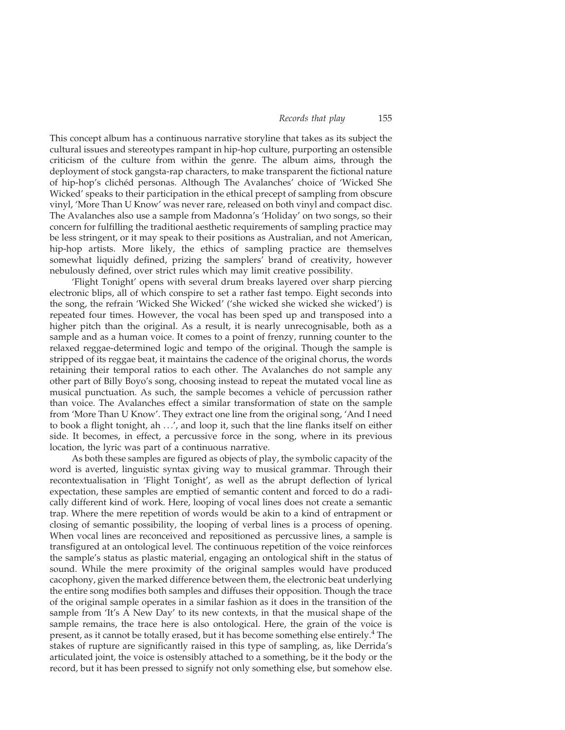This concept album has a continuous narrative storyline that takes as its subject the cultural issues and stereotypes rampant in hip-hop culture, purporting an ostensible criticism of the culture from within the genre. The album aims, through the deployment of stock gangsta-rap characters, to make transparent the fictional nature of hip-hop's clichéd personas. Although The Avalanches' choice of 'Wicked She Wicked' speaks to their participation in the ethical precept of sampling from obscure vinyl, 'More Than U Know' was never rare, released on both vinyl and compact disc. The Avalanches also use a sample from Madonna's 'Holiday' on two songs, so their concern for fulfilling the traditional aesthetic requirements of sampling practice may be less stringent, or it may speak to their positions as Australian, and not American, hip-hop artists. More likely, the ethics of sampling practice are themselves somewhat liquidly defined, prizing the samplers' brand of creativity, however nebulously defined, over strict rules which may limit creative possibility.

'Flight Tonight' opens with several drum breaks layered over sharp piercing electronic blips, all of which conspire to set a rather fast tempo. Eight seconds into the song, the refrain 'Wicked She Wicked' ('she wicked she wicked she wicked') is repeated four times. However, the vocal has been sped up and transposed into a higher pitch than the original. As a result, it is nearly unrecognisable, both as a sample and as a human voice. It comes to a point of frenzy, running counter to the relaxed reggae-determined logic and tempo of the original. Though the sample is stripped of its reggae beat, it maintains the cadence of the original chorus, the words retaining their temporal ratios to each other. The Avalanches do not sample any other part of Billy Boyo's song, choosing instead to repeat the mutated vocal line as musical punctuation. As such, the sample becomes a vehicle of percussion rather than voice. The Avalanches effect a similar transformation of state on the sample from 'More Than U Know'. They extract one line from the original song, 'And I need to book a flight tonight, ah …', and loop it, such that the line flanks itself on either side. It becomes, in effect, a percussive force in the song, where in its previous location, the lyric was part of a continuous narrative.

As both these samples are figured as objects of play, the symbolic capacity of the word is averted, linguistic syntax giving way to musical grammar. Through their recontextualisation in 'Flight Tonight', as well as the abrupt deflection of lyrical expectation, these samples are emptied of semantic content and forced to do a radically different kind of work. Here, looping of vocal lines does not create a semantic trap. Where the mere repetition of words would be akin to a kind of entrapment or closing of semantic possibility, the looping of verbal lines is a process of opening. When vocal lines are reconceived and repositioned as percussive lines, a sample is transfigured at an ontological level. The continuous repetition of the voice reinforces the sample's status as plastic material, engaging an ontological shift in the status of sound. While the mere proximity of the original samples would have produced cacophony, given the marked difference between them, the electronic beat underlying the entire song modifies both samples and diffuses their opposition. Though the trace of the original sample operates in a similar fashion as it does in the transition of the sample from 'It's A New Day' to its new contexts, in that the musical shape of the sample remains, the trace here is also ontological. Here, the grain of the voice is present, as it cannot be totally erased, but it has become something else entirely.[4] The stakes of rupture are significantly raised in this type of sampling, as, like Derrida's articulated joint, the voice is ostensibly attached to a something, be it the body or the record, but it has been pressed to signify not only something else, but somehow else.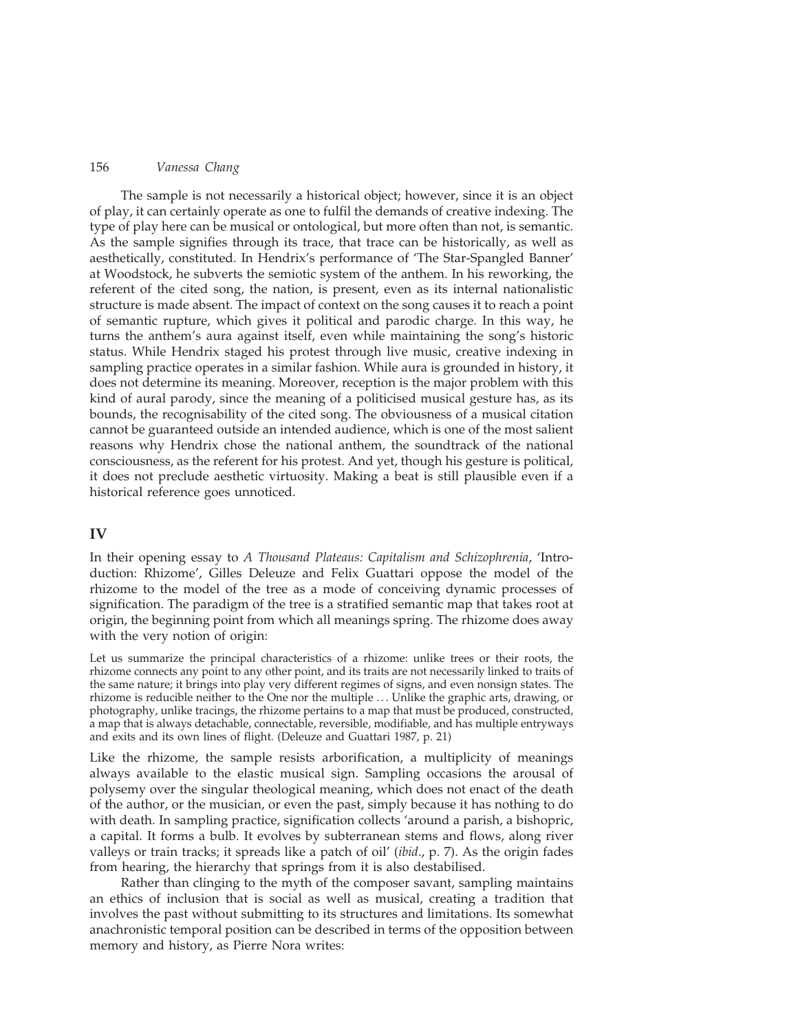The sample is not necessarily a historical object; however, since it is an object of play, it can certainly operate as one to fulfil the demands of creative indexing. The type of play here can be musical or ontological, but more often than not, is semantic. As the sample signifies through its trace, that trace can be historically, as well as aesthetically, constituted. In Hendrix's performance of 'The Star-Spangled Banner' at Woodstock, he subverts the semiotic system of the anthem. In his reworking, the referent of the cited song, the nation, is present, even as its internal nationalistic structure is made absent. The impact of context on the song causes it to reach a point of semantic rupture, which gives it political and parodic charge. In this way, he turns the anthem's aura against itself, even while maintaining the song's historic status. While Hendrix staged his protest through live music, creative indexing in sampling practice operates in a similar fashion. While aura is grounded in history, it does not determine its meaning. Moreover, reception is the major problem with this kind of aural parody, since the meaning of a politicised musical gesture has, as its bounds, the recognisability of the cited song. The obviousness of a musical citation cannot be guaranteed outside an intended audience, which is one of the most salient reasons why Hendrix chose the national anthem, the soundtrack of the national consciousness, as the referent for his protest. And yet, though his gesture is political, it does not preclude aesthetic virtuosity. Making a beat is still plausible even if a historical reference goes unnoticed.

## IV

In their opening essay to *A Thousand Plateaus: Capitalism and Schizophrenia*, 'Introduction: Rhizome', Gilles Deleuze and Felix Guattari oppose the model of the rhizome to the model of the tree as a mode of conceiving dynamic processes of signification. The paradigm of the tree is a stratified semantic map that takes root at origin, the beginning point from which all meanings spring. The rhizome does away with the very notion of origin:

> Let us summarize the principal characteristics of a rhizome: unlike trees or their roots, the rhizome connects any point to any other point, and its traits are not necessarily linked to traits of the same nature; it brings into play very different regimes of signs, and even nonsign states. The rhizome is reducible neither to the One nor the multiple ... Unlike the graphic arts, drawing, or photography, unlike tracings, the rhizome pertains to a map that must be produced, constructed, a map that is always detachable, connectable, reversible, modifiable, and has multiple entryways and exits and its own lines of flight. (Deleuze and Guattari 1987, p. 21)

Like the rhizome, the sample resists arborification, a multiplicity of meanings always available to the elastic musical sign. Sampling occasions the arousal of polysemy over the singular theological meaning, which does not enact of the death of the author, or the musician, or even the past, simply because it has nothing to do with death. In sampling practice, signification collects 'around a parish, a bishopric, a capital. It forms a bulb. It evolves by subterranean stems and flows, along river valleys or train tracks; it spreads like a patch of oil' (*ibid*., p. 7). As the origin fades from hearing, the hierarchy that springs from it is also destabilised.

Rather than clinging to the myth of the composer savant, sampling maintains an ethics of inclusion that is social as well as musical, creating a tradition that involves the past without submitting to its structures and limitations. Its somewhat anachronistic temporal position can be described in terms of the opposition between memory and history, as Pierre Nora writes: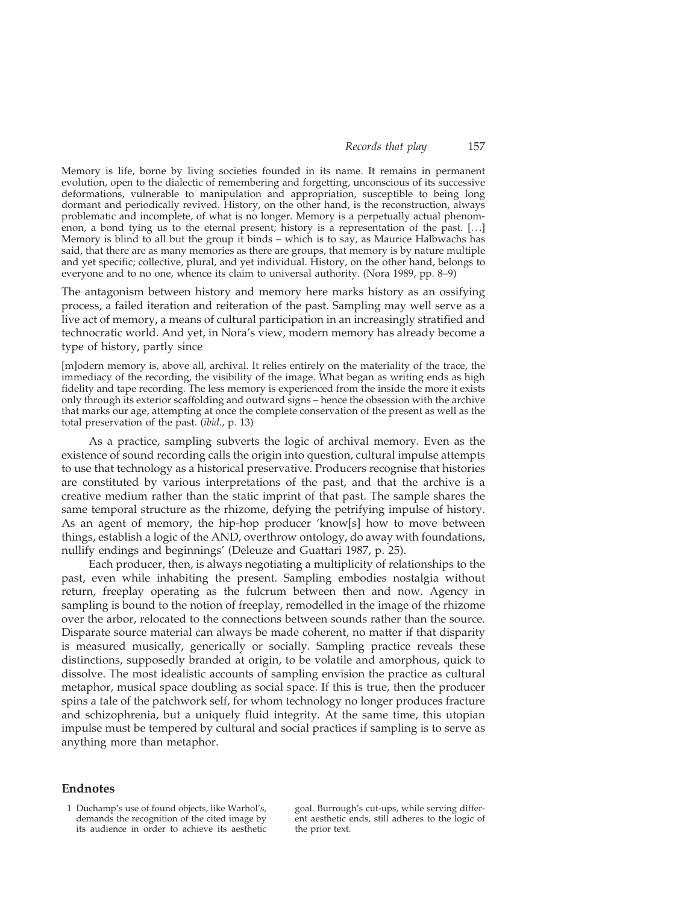> Memory is life, borne by living societies founded in its name. It remains in permanent evolution, open to the dialectic of remembering and forgetting, unconscious of its successive deformations, vulnerable to manipulation and appropriation, susceptible to being long dormant and periodically revived. History, on the other hand, is the reconstruction, always problematic and incomplete, of what is no longer. Memory is a perpetually actual phenomenon, a bond tying us to the eternal present; history is a representation of the past. [. . .] Memory is blind to all but the group it binds – which is to say, as Maurice Halbwachs has said, that there are as many memories as there are groups, that memory is by nature multiple and yet specific; collective, plural, and yet individual. History, on the other hand, belongs to everyone and to no one, whence its claim to universal authority. (Nora 1989, pp. 8–9)

The antagonism between history and memory here marks history as an ossifying process, a failed iteration and reiteration of the past. Sampling may well serve as a live act of memory, a means of cultural participation in an increasingly stratified and technocratic world. And yet, in Nora's view, modern memory has already become a type of history, partly since

> [m]odern memory is, above all, archival. It relies entirely on the materiality of the trace, the immediacy of the recording, the visibility of the image. What began as writing ends as high fidelity and tape recording. The less memory is experienced from the inside the more it exists only through its exterior scaffolding and outward signs – hence the obsession with the archive that marks our age, attempting at once the complete conservation of the present as well as the total preservation of the past. (*ibid*., p. 13)

As a practice, sampling subverts the logic of archival memory. Even as the existence of sound recording calls the origin into question, cultural impulse attempts to use that technology as a historical preservative. Producers recognise that histories are constituted by various interpretations of the past, and that the archive is a creative medium rather than the static imprint of that past. The sample shares the same temporal structure as the rhizome, defying the petrifying impulse of history. As an agent of memory, the hip-hop producer 'know[s] how to move between things, establish a logic of the AND, overthrow ontology, do away with foundations, nullify endings and beginnings' (Deleuze and Guattari 1987, p. 25).

Each producer, then, is always negotiating a multiplicity of relationships to the past, even while inhabiting the present. Sampling embodies nostalgia without return, freeplay operating as the fulcrum between then and now. Agency in sampling is bound to the notion of freeplay, remodelled in the image of the rhizome over the arbor, relocated to the connections between sounds rather than the source. Disparate source material can always be made coherent, no matter if that disparity is measured musically, generically or socially. Sampling practice reveals these distinctions, supposedly branded at origin, to be volatile and amorphous, quick to dissolve. The most idealistic accounts of sampling envision the practice as cultural metaphor, musical space doubling as social space. If this is true, then the producer spins a tale of the patchwork self, for whom technology no longer produces fracture and schizophrenia, but a uniquely fluid integrity. At the same time, this utopian impulse must be tempered by cultural and social practices if sampling is to serve as anything more than metaphor.

## Endnotes

1 Duchamp's use of found objects, like Warhol's, demands the recognition of the cited image by its audience in order to achieve its aesthetic goal. Burrough's cut-ups, while serving different aesthetic ends, still adheres to the logic of the prior text.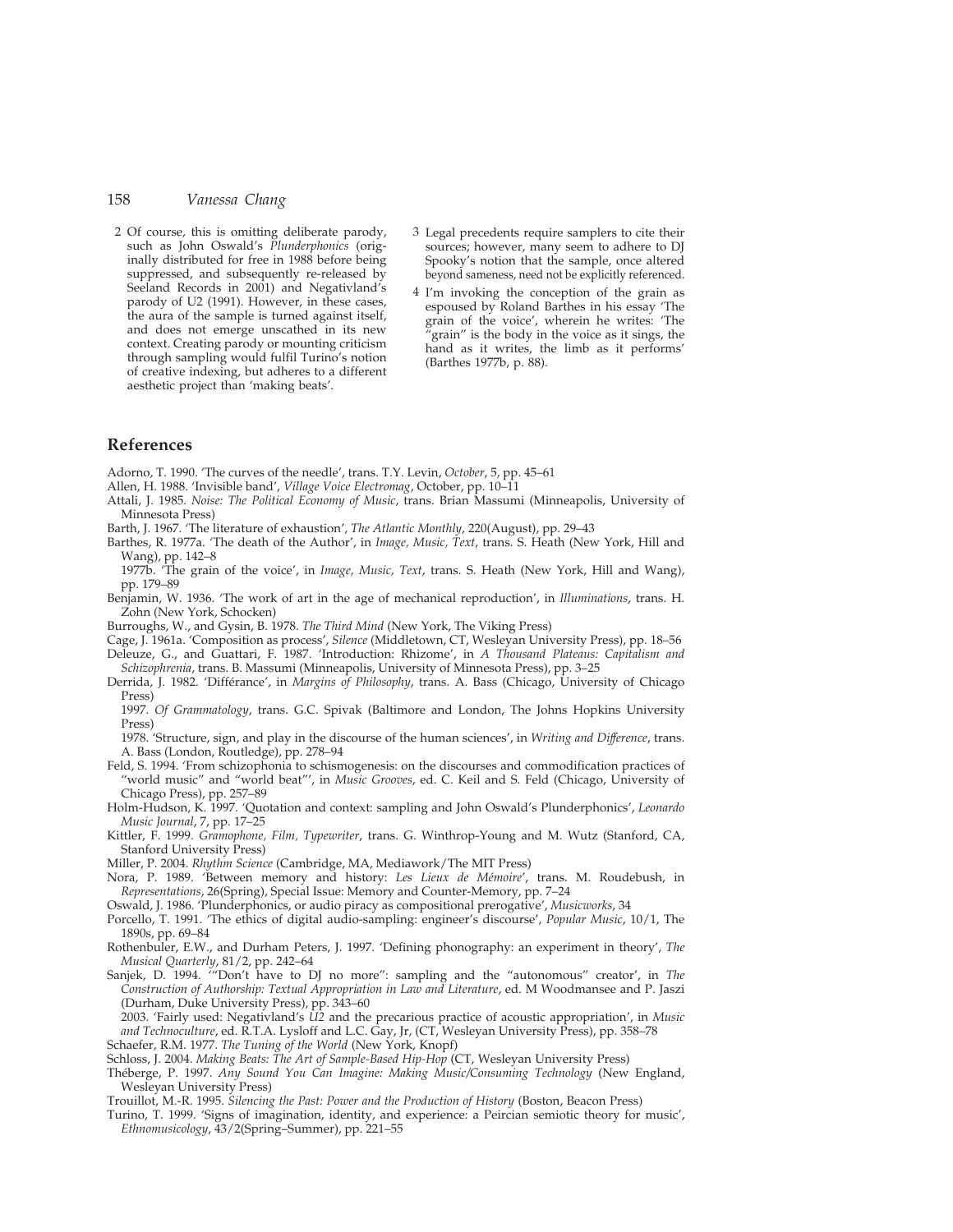2 Of course, this is omitting deliberate parody, such as John Oswald's *Plunderphonics* (originally distributed for free in 1988 before being suppressed, and subsequently re-released by Seeland Records in 2001) and Negativland's parody of U2 (1991). However, in these cases, the aura of the sample is turned against itself, and does not emerge unscathed in its new context. Creating parody or mounting criticism through sampling would fulfil Turino's notion of creative indexing, but adheres to a different aesthetic project than 'making beats'.

3 Legal precedents require samplers to cite their sources; however, many seem to adhere to DJ Spooky's notion that the sample, once altered beyond sameness, need not be explicitly referenced.

4 I'm invoking the conception of the grain as espoused by Roland Barthes in his essay 'The grain of the voice', wherein he writes: 'The "grain" is the body in the voice as it sings, the hand as it writes, the limb as it performs' (Barthes 1977b, p. 88).

## References

Adorno, T. 1990. 'The curves of the needle', trans. T.Y. Levin, *October*, 5, pp. 45–61

Allen, H. 1988. 'Invisible band', *Village Voice Electromag*, October, pp. 10–11

Attali, J. 1985. *Noise: The Political Economy of Music*, trans. Brian Massumi (Minneapolis, University of Minnesota Press)

Barth, J. 1967. 'The literature of exhaustion', *The Atlantic Monthly*, 220(August), pp. 29–43

Barthes, R. 1977a. 'The death of the Author', in *Image, Music, Text*, trans. S. Heath (New York, Hill and Wang), pp. 142–8

1977b. 'The grain of the voice', in *Image, Music, Text*, trans. S. Heath (New York, Hill and Wang), pp. 179–89

Benjamin, W. 1936. 'The work of art in the age of mechanical reproduction', in *Illuminations*, trans. H. Zohn (New York, Schocken)

Burroughs, W., and Gysin, B. 1978. *The Third Mind* (New York, The Viking Press)

Cage, J. 1961a. 'Composition as process', *Silence* (Middletown, CT, Wesleyan University Press), pp. 18–56

Deleuze, G., and Guattari, F. 1987. 'Introduction: Rhizome', in *A Thousand Plateaus: Capitalism and Schizophrenia*, trans. B. Massumi (Minneapolis, University of Minnesota Press), pp. 3–25

Derrida, J. 1982. 'Différance', in *Margins of Philosophy*, trans. A. Bass (Chicago, University of Chicago Press)

1997. *Of Grammatology*, trans. G.C. Spivak (Baltimore and London, The Johns Hopkins University Press)

1978. 'Structure, sign, and play in the discourse of the human sciences', in *Writing and Difference*, trans. A. Bass (London, Routledge), pp. 278–94

Feld, S. 1994. 'From schizophonia to schismogenesis: on the discourses and commodification practices of "world music" and "world beat"', in *Music Grooves*, ed. C. Keil and S. Feld (Chicago, University of Chicago Press), pp. 257–89

Holm-Hudson, K. 1997. 'Quotation and context: sampling and John Oswald's Plunderphonics', *Leonardo Music Journal*, 7, pp. 17–25

Kittler, F. 1999. *Gramophone, Film, Typewriter*, trans. G. Winthrop-Young and M. Wutz (Stanford, CA, Stanford University Press)

Miller, P. 2004. *Rhythm Science* (Cambridge, MA, Mediawork/The MIT Press)

Nora, P. 1989. 'Between memory and history: *Les Lieux de Mémoire*', trans. M. Roudebush, in *Representations*, 26(Spring), Special Issue: Memory and Counter-Memory, pp. 7–24

Oswald, J. 1986. 'Plunderphonics, or audio piracy as compositional prerogative', *Musicworks*, 34

Porcello, T. 1991. 'The ethics of digital audio-sampling: engineer's discourse', *Popular Music*, 10/1, The 1890s, pp. 69–84

Rothenbuler, E.W., and Durham Peters, J. 1997. 'Defining phonography: an experiment in theory', *The Musical Quarterly*, 81/2, pp. 242–64

Sanjek, D. 1994. '"Don't have to DJ no more": sampling and the "autonomous" creator', in *The Construction of Authorship: Textual Appropriation in Law and Literature*, ed. M Woodmansee and P. Jaszi (Durham, Duke University Press), pp. 343–60

2003. 'Fairly used: Negativland's *U2* and the precarious practice of acoustic appropriation', in *Music and Technoculture*, ed. R.T.A. Lysloff and L.C. Gay, Jr, (CT, Wesleyan University Press), pp. 358–78

Schaefer, R.M. 1977. *The Tuning of the World* (New York, Knopf)

Schloss, J. 2004. *Making Beats: The Art of Sample-Based Hip-Hop* (CT, Wesleyan University Press)

Théberge, P. 1997. *Any Sound You Can Imagine: Making Music/Consuming Technology* (New England, Wesleyan University Press)

Trouillot, M.-R. 1995. *Silencing the Past: Power and the Production of History* (Boston, Beacon Press)

Turino, T. 1999. 'Signs of imagination, identity, and experience: a Peircian semiotic theory for music', *Ethnomusicology*, 43/2(Spring–Summer), pp. 221–55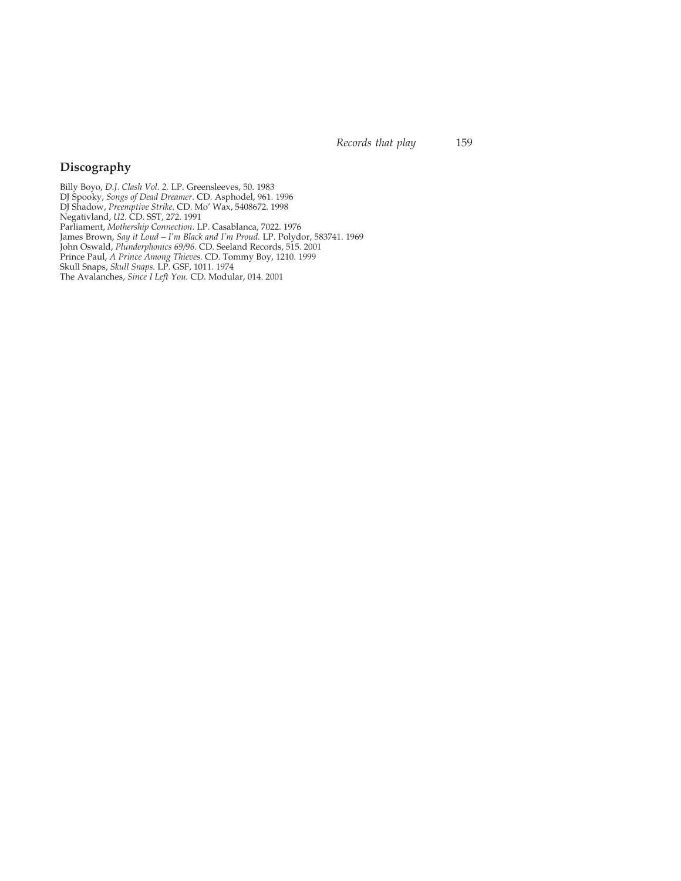## Discography

Billy Boyo, *D.J. Clash Vol. 2.* LP. Greensleeves, 50. 1983  
DJ Spooky, *Songs of Dead Dreamer*. CD. Asphodel, 961. 1996  
DJ Shadow, *Preemptive Strike.* CD. Mo' Wax, 5408672. 1998  
Negativland, *U2.* CD. SST, 272. 1991  
Parliament, *Mothership Connection.* LP. Casablanca, 7022. 1976  
James Brown, *Say it Loud – I'm Black and I'm Proud.* LP. Polydor, 583741. 1969  
John Oswald, *Plunderphonics 69/96.* CD. Seeland Records, 515. 2001  
Prince Paul, *A Prince Among Thieves.* CD. Tommy Boy, 1210. 1999  
Skull Snaps, *Skull Snaps.* LP. GSF, 1011. 1974  
The Avalanches, *Since I Left You.* CD. Modular, 014. 2001